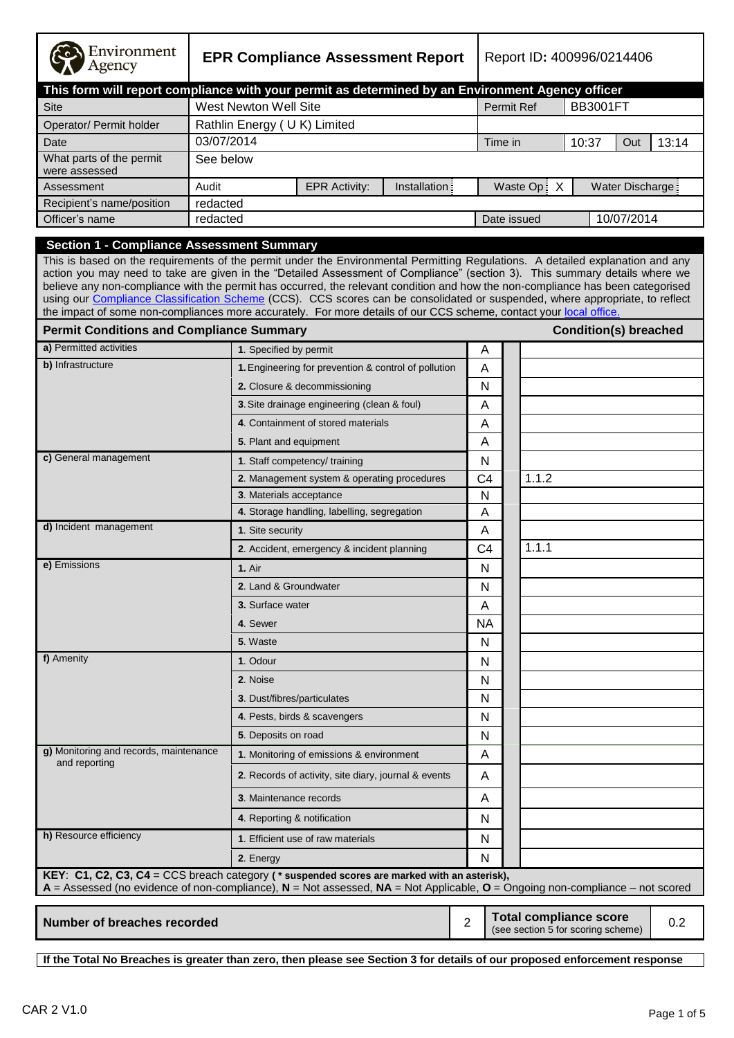# EPR Compliance Assessment Report

Environment Agency

Report ID: 400996/0214406

**This form will report compliance with your permit as determined by an Environment Agency officer**

| | | | | | |
|---|---|---|---|---|---|
| Site | West Newton Well Site | Permit Ref | BB3001FT | | |
| Operator/ Permit holder | Rathlin Energy ( U K) Limited | | | | |
| Date | 03/07/2014 | Time in | 10:37 | Out | 13:14 |
| What parts of the permit were assessed | See below | | | | |
| Assessment | Audit | EPR Activity: | Installation | Waste Op X | Water Discharge |
| Recipient's name/position | redacted | | | | |
| Officer's name | redacted | Date issued | 10/07/2014 | | |

## Section 1 - Compliance Assessment Summary

This is based on the requirements of the permit under the Environmental Permitting Regulations. A detailed explanation and any action you may need to take are given in the "Detailed Assessment of Compliance" (section 3). This summary details where we believe any non-compliance with the permit has occurred, the relevant condition and how the non-compliance has been categorised using our Compliance Classification Scheme (CCS). CCS scores can be consolidated or suspended, where appropriate, to reflect the impact of some non-compliances more accurately. For more details of our CCS scheme, contact your local office.

| Permit Conditions and Compliance Summary | | | | Condition(s) breached |
|---|---|---|---|---|
| a) Permitted activities | 1. Specified by permit | A | | |
| b) Infrastructure | 1. Engineering for prevention & control of pollution | A | | |
| | 2. Closure & decommissioning | N | | |
| | 3. Site drainage engineering (clean & foul) | A | | |
| | 4. Containment of stored materials | A | | |
| | 5. Plant and equipment | A | | |
| c) General management | 1. Staff competency/ training | N | | |
| | 2. Management system & operating procedures | C4 | | 1.1.2 |
| | 3. Materials acceptance | N | | |
| | 4. Storage handling, labelling, segregation | A | | |
| d) Incident management | 1. Site security | A | | |
| | 2. Accident, emergency & incident planning | C4 | | 1.1.1 |
| e) Emissions | 1. Air | N | | |
| | 2. Land & Groundwater | N | | |
| | 3. Surface water | A | | |
| | 4. Sewer | NA | | |
| | 5. Waste | N | | |
| f) Amenity | 1. Odour | N | | |
| | 2. Noise | N | | |
| | 3. Dust/fibres/particulates | N | | |
| | 4. Pests, birds & scavengers | N | | |
| | 5. Deposits on road | N | | |
| g) Monitoring and records, maintenance and reporting | 1. Monitoring of emissions & environment | A | | |
| | 2. Records of activity, site diary, journal & events | A | | |
| | 3. Maintenance records | A | | |
| | 4. Reporting & notification | N | | |
| h) Resource efficiency | 1. Efficient use of raw materials | N | | |
| | 2. Energy | N | | |

**KEY**: **C1, C2, C3, C4** = CCS breach category (**\* suspended scores are marked with an asterisk**),
**A** = Assessed (no evidence of non-compliance), **N** = Not assessed, **NA** = Not Applicable, **O** = Ongoing non-compliance – not scored

| | | | |
|---|---|---|---|
| **Number of breaches recorded** | 2 | **Total compliance score** (see section 5 for scoring scheme) | 0.2 |

**If the Total No Breaches is greater than zero, then please see Section 3 for details of our proposed enforcement response**

CAR 2 V1.0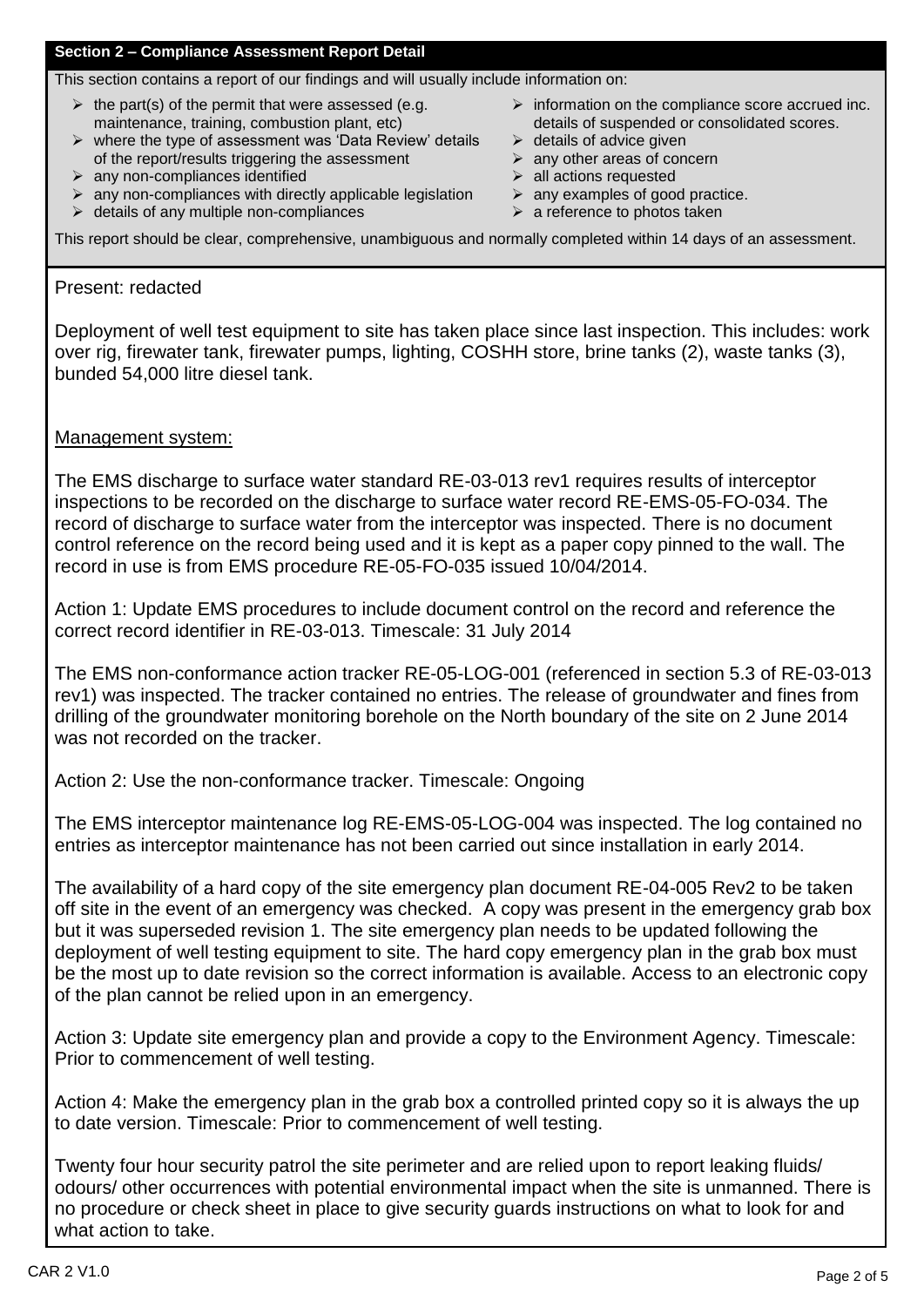**Section 2 – Compliance Assessment Report Detail**

This section contains a report of our findings and will usually include information on:

- the part(s) of the permit that were assessed (e.g. maintenance, training, combustion plant, etc)
- where the type of assessment was 'Data Review' details of the report/results triggering the assessment
- any non-compliances identified
- any non-compliances with directly applicable legislation
- details of any multiple non-compliances
- information on the compliance score accrued inc. details of suspended or consolidated scores.
- details of advice given
- any other areas of concern
- all actions requested
- any examples of good practice.
- a reference to photos taken

This report should be clear, comprehensive, unambiguous and normally completed within 14 days of an assessment.

Present: redacted

Deployment of well test equipment to site has taken place since last inspection. This includes: work over rig, firewater tank, firewater pumps, lighting, COSHH store, brine tanks (2), waste tanks (3), bunded 54,000 litre diesel tank.

Management system:

The EMS discharge to surface water standard RE-03-013 rev1 requires results of interceptor inspections to be recorded on the discharge to surface water record RE-EMS-05-FO-034. The record of discharge to surface water from the interceptor was inspected. There is no document control reference on the record being used and it is kept as a paper copy pinned to the wall. The record in use is from EMS procedure RE-05-FO-035 issued 10/04/2014.

Action 1: Update EMS procedures to include document control on the record and reference the correct record identifier in RE-03-013. Timescale: 31 July 2014

The EMS non-conformance action tracker RE-05-LOG-001 (referenced in section 5.3 of RE-03-013 rev1) was inspected. The tracker contained no entries. The release of groundwater and fines from drilling of the groundwater monitoring borehole on the North boundary of the site on 2 June 2014 was not recorded on the tracker.

Action 2: Use the non-conformance tracker. Timescale: Ongoing

The EMS interceptor maintenance log RE-EMS-05-LOG-004 was inspected. The log contained no entries as interceptor maintenance has not been carried out since installation in early 2014.

The availability of a hard copy of the site emergency plan document RE-04-005 Rev2 to be taken off site in the event of an emergency was checked. A copy was present in the emergency grab box but it was superseded revision 1. The site emergency plan needs to be updated following the deployment of well testing equipment to site. The hard copy emergency plan in the grab box must be the most up to date revision so the correct information is available. Access to an electronic copy of the plan cannot be relied upon in an emergency.

Action 3: Update site emergency plan and provide a copy to the Environment Agency. Timescale: Prior to commencement of well testing.

Action 4: Make the emergency plan in the grab box a controlled printed copy so it is always the up to date version. Timescale: Prior to commencement of well testing.

Twenty four hour security patrol the site perimeter and are relied upon to report leaking fluids/ odours/ other occurrences with potential environmental impact when the site is unmanned. There is no procedure or check sheet in place to give security guards instructions on what to look for and what action to take.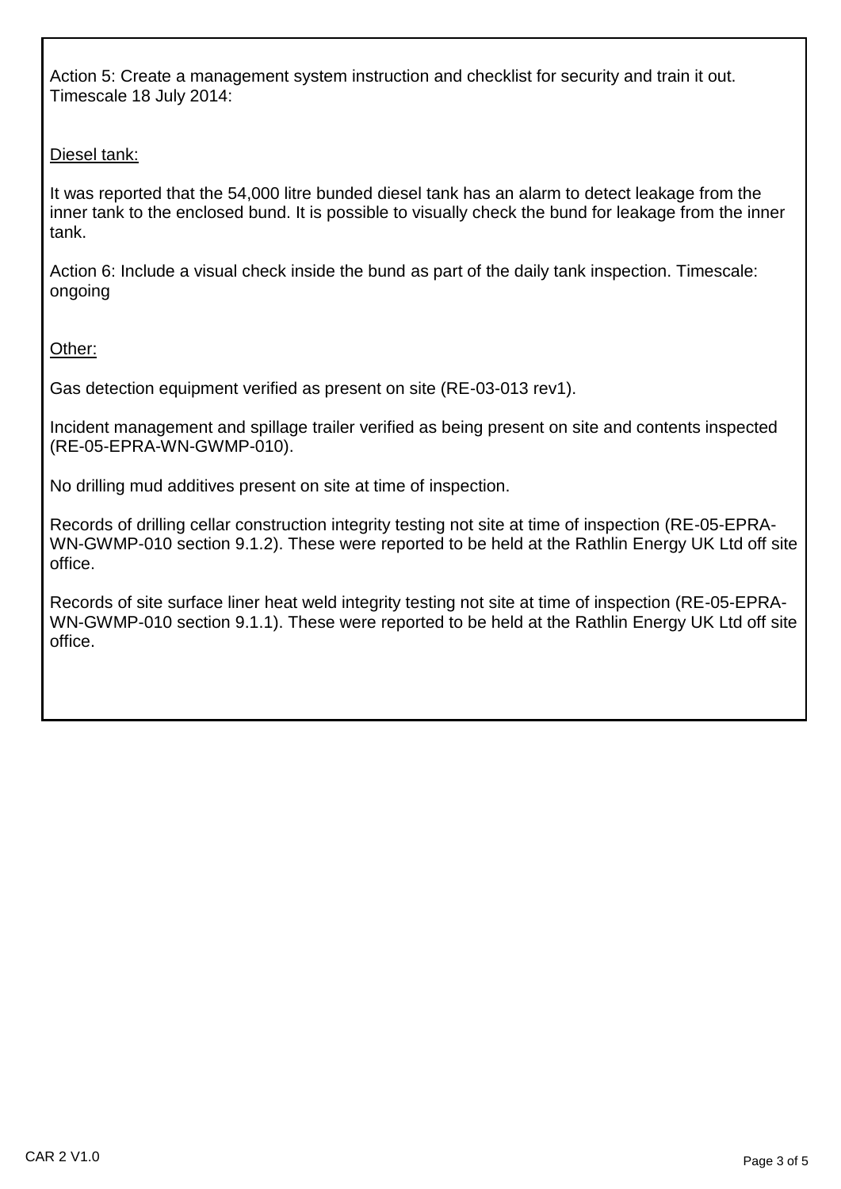Action 5: Create a management system instruction and checklist for security and train it out. Timescale 18 July 2014:

Diesel tank:

It was reported that the 54,000 litre bunded diesel tank has an alarm to detect leakage from the inner tank to the enclosed bund. It is possible to visually check the bund for leakage from the inner tank.

Action 6: Include a visual check inside the bund as part of the daily tank inspection. Timescale: ongoing

Other:

Gas detection equipment verified as present on site (RE-03-013 rev1).

Incident management and spillage trailer verified as being present on site and contents inspected (RE-05-EPRA-WN-GWMP-010).

No drilling mud additives present on site at time of inspection.

Records of drilling cellar construction integrity testing not site at time of inspection (RE-05-EPRA-WN-GWMP-010 section 9.1.2). These were reported to be held at the Rathlin Energy UK Ltd off site office.

Records of site surface liner heat weld integrity testing not site at time of inspection (RE-05-EPRA-WN-GWMP-010 section 9.1.1). These were reported to be held at the Rathlin Energy UK Ltd off site office.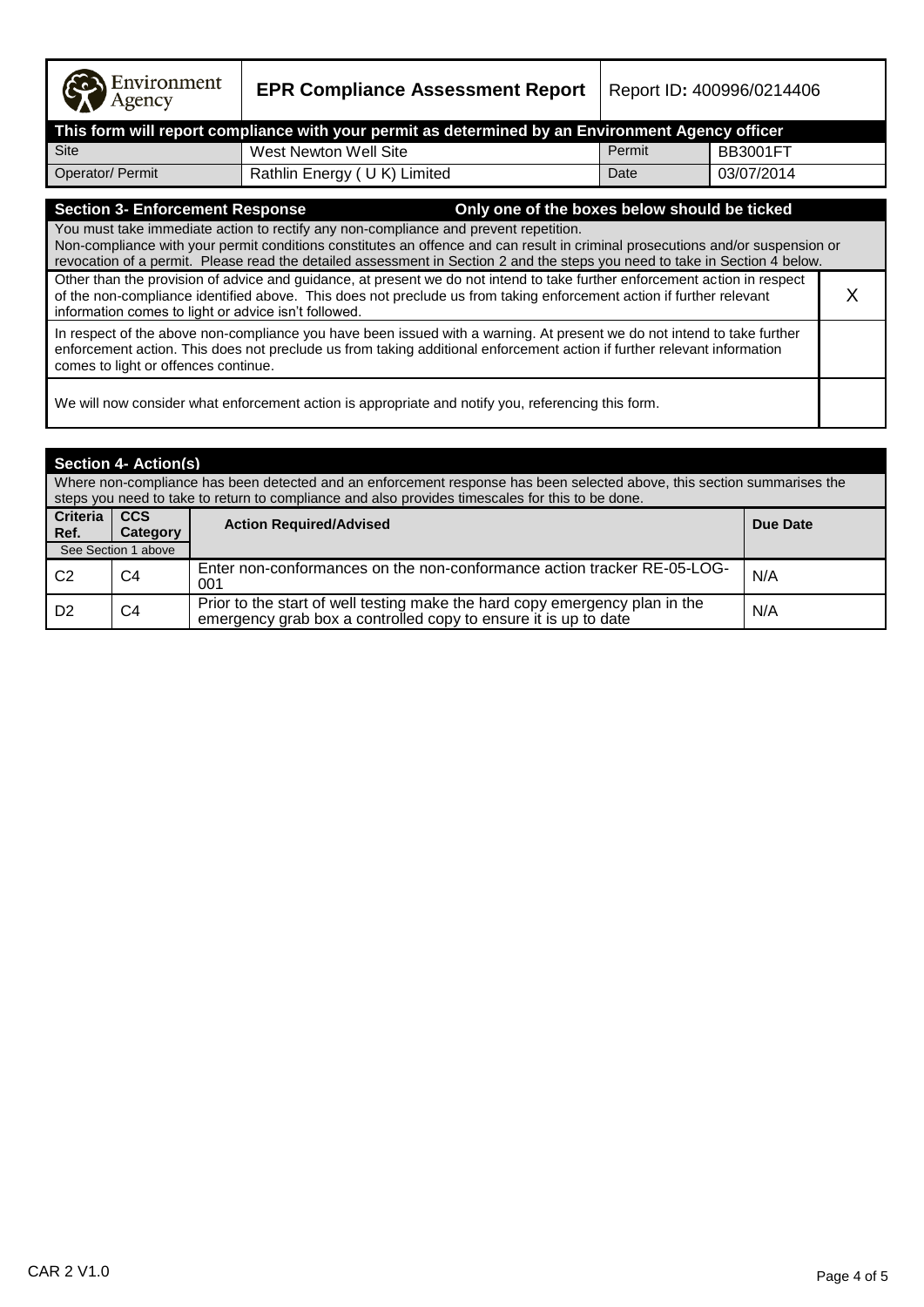Environment Agency

**EPR Compliance Assessment Report** | Report ID: 400996/0214406

**This form will report compliance with your permit as determined by an Environment Agency officer**

| Site | West Newton Well Site | Permit | BB3001FT |
|---|---|---|---|
| Operator/ Permit | Rathlin Energy ( U K) Limited | Date | 03/07/2014 |

## Section 3- Enforcement Response — Only one of the boxes below should be ticked

You must take immediate action to rectify any non-compliance and prevent repetition.
Non-compliance with your permit conditions constitutes an offence and can result in criminal prosecutions and/or suspension or revocation of a permit. Please read the detailed assessment in Section 2 and the steps you need to take in Section 4 below.

| | |
|---|---|
| Other than the provision of advice and guidance, at present we do not intend to take further enforcement action in respect of the non-compliance identified above. This does not preclude us from taking enforcement action if further relevant information comes to light or advice isn't followed. | X |
| In respect of the above non-compliance you have been issued with a warning. At present we do not intend to take further enforcement action. This does not preclude us from taking additional enforcement action if further relevant information comes to light or offences continue. | |
| We will now consider what enforcement action is appropriate and notify you, referencing this form. | |

## Section 4- Action(s)

Where non-compliance has been detected and an enforcement response has been selected above, this section summarises the steps you need to take to return to compliance and also provides timescales for this to be done.

| Criteria Ref. (See Section 1 above) | CCS Category | Action Required/Advised | Due Date |
|---|---|---|---|
| C2 | C4 | Enter non-conformances on the non-conformance action tracker RE-05-LOG-001 | N/A |
| D2 | C4 | Prior to the start of well testing make the hard copy emergency plan in the emergency grab box a controlled copy to ensure it is up to date | N/A |

CAR 2 V1.0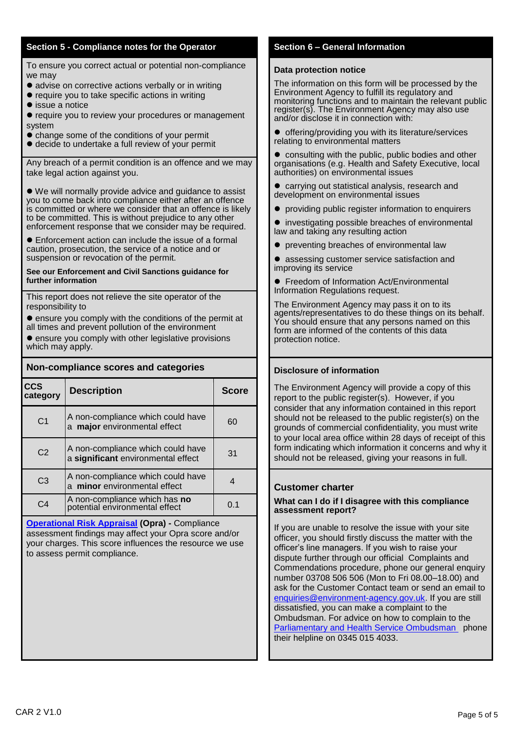## Section 5 - Compliance notes for the Operator

To ensure you correct actual or potential non-compliance we may

- advise on corrective actions verbally or in writing
- require you to take specific actions in writing
- issue a notice
- require you to review your procedures or management system
- change some of the conditions of your permit
- decide to undertake a full review of your permit

Any breach of a permit condition is an offence and we may take legal action against you.

- We will normally provide advice and guidance to assist you to come back into compliance either after an offence is committed or where we consider that an offence is likely to be committed. This is without prejudice to any other enforcement response that we consider may be required.
- Enforcement action can include the issue of a formal caution, prosecution, the service of a notice and or suspension or revocation of the permit.

**See our Enforcement and Civil Sanctions guidance for further information**

This report does not relieve the site operator of the responsibility to

- ensure you comply with the conditions of the permit at all times and prevent pollution of the environment
- ensure you comply with other legislative provisions which may apply.

### Non-compliance scores and categories

| CCS category | Description | Score |
|---|---|---|
| C1 | A non-compliance which could have a **major** environmental effect | 60 |
| C2 | A non-compliance which could have a **significant** environmental effect | 31 |
| C3 | A non-compliance which could have a **minor** environmental effect | 4 |
| C4 | A non-compliance which has **no** potential environmental effect | 0.1 |

**Operational Risk Appraisal (Opra) -** Compliance assessment findings may affect your Opra score and/or your charges. This score influences the resource we use to assess permit compliance.

## Section 6 – General Information

### Data protection notice

The information on this form will be processed by the Environment Agency to fulfill its regulatory and monitoring functions and to maintain the relevant public register(s). The Environment Agency may also use and/or disclose it in connection with:

- offering/providing you with its literature/services relating to environmental matters
- consulting with the public, public bodies and other organisations (e.g. Health and Safety Executive, local authorities) on environmental issues
- carrying out statistical analysis, research and development on environmental issues
- providing public register information to enquirers
- investigating possible breaches of environmental law and taking any resulting action
- preventing breaches of environmental law
- assessing customer service satisfaction and improving its service
- Freedom of Information Act/Environmental Information Regulations request.

The Environment Agency may pass it on to its agents/representatives to do these things on its behalf. You should ensure that any persons named on this form are informed of the contents of this data protection notice.

### Disclosure of information

The Environment Agency will provide a copy of this report to the public register(s). However, if you consider that any information contained in this report should not be released to the public register(s) on the grounds of commercial confidentiality, you must write to your local area office within 28 days of receipt of this form indicating which information it concerns and why it should not be released, giving your reasons in full.

### Customer charter

**What can I do if I disagree with this compliance assessment report?**

If you are unable to resolve the issue with your site officer, you should firstly discuss the matter with the officer's line managers. If you wish to raise your dispute further through our official Complaints and Commendations procedure, phone our general enquiry number 03708 506 506 (Mon to Fri 08.00–18.00) and ask for the Customer Contact team or send an email to enquiries@environment-agency.gov.uk. If you are still dissatisfied, you can make a complaint to the Ombudsman. For advice on how to complain to the Parliamentary and Health Service Ombudsman phone their helpline on 0345 015 4033.

CAR 2 V1.0